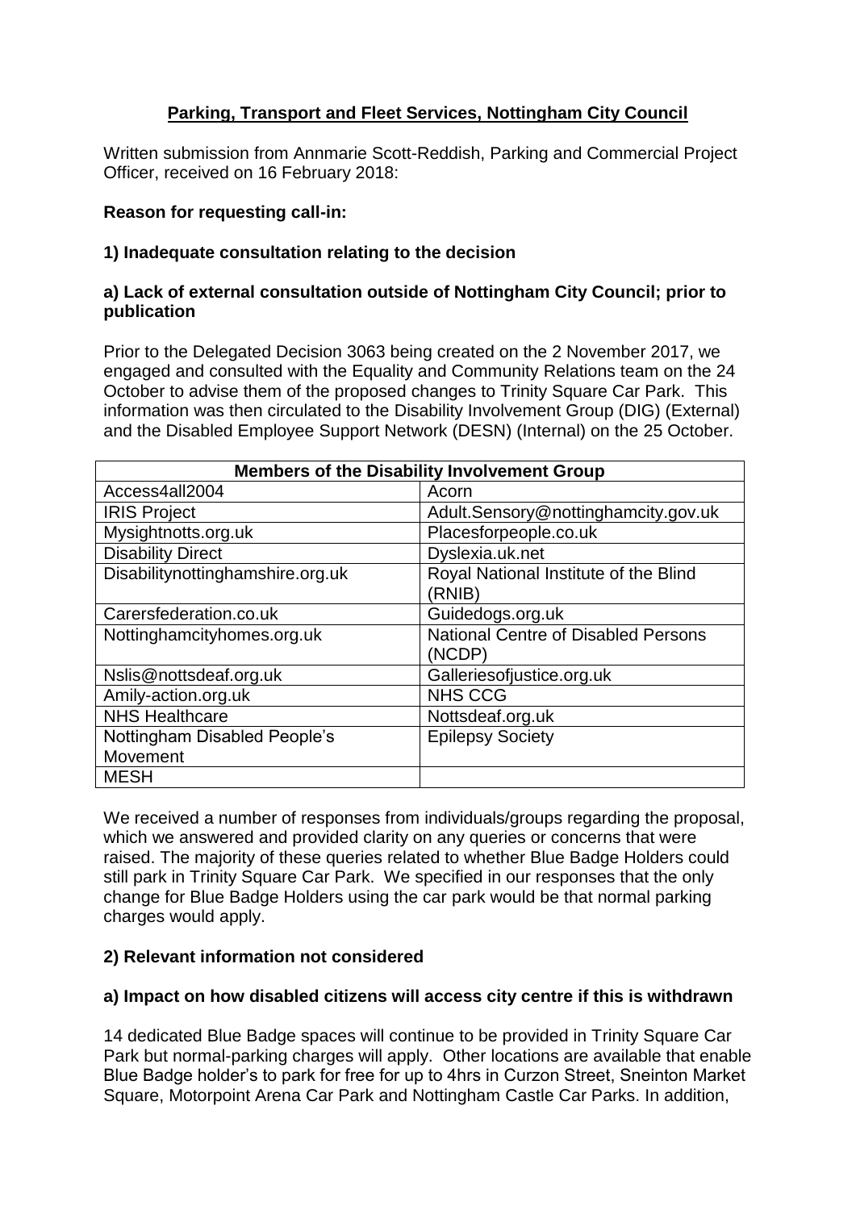## **Parking, Transport and Fleet Services, Nottingham City Council**

Written submission from Annmarie Scott-Reddish, Parking and Commercial Project Officer, received on 16 February 2018:

### **Reason for requesting call-in:**

### **1) Inadequate consultation relating to the decision**

#### **a) Lack of external consultation outside of Nottingham City Council; prior to publication**

Prior to the Delegated Decision 3063 being created on the 2 November 2017, we engaged and consulted with the Equality and Community Relations team on the 24 October to advise them of the proposed changes to Trinity Square Car Park. This information was then circulated to the Disability Involvement Group (DIG) (External) and the Disabled Employee Support Network (DESN) (Internal) on the 25 October.

| **Members of the Disability Involvement Group** | |
|---|---|
| Access4all2004 | Acorn |
| IRIS Project | Adult.Sensory@nottinghamcity.gov.uk |
| Mysightnotts.org.uk | Placesforpeople.co.uk |
| Disability Direct | Dyslexia.uk.net |
| Disabilitynottinghamshire.org.uk | Royal National Institute of the Blind (RNIB) |
| Carersfederation.co.uk | Guidedogs.org.uk |
| Nottinghamcityhomes.org.uk | National Centre of Disabled Persons (NCDP) |
| Nslis@nottsdeaf.org.uk | Galleriesofjustice.org.uk |
| Amily-action.org.uk | NHS CCG |
| NHS Healthcare | Nottsdeaf.org.uk |
| Nottingham Disabled People's Movement | Epilepsy Society |
| MESH | |

We received a number of responses from individuals/groups regarding the proposal, which we answered and provided clarity on any queries or concerns that were raised. The majority of these queries related to whether Blue Badge Holders could still park in Trinity Square Car Park. We specified in our responses that the only change for Blue Badge Holders using the car park would be that normal parking charges would apply.

### **2) Relevant information not considered**

#### **a) Impact on how disabled citizens will access city centre if this is withdrawn**

14 dedicated Blue Badge spaces will continue to be provided in Trinity Square Car Park but normal-parking charges will apply. Other locations are available that enable Blue Badge holder's to park for free for up to 4hrs in Curzon Street, Sneinton Market Square, Motorpoint Arena Car Park and Nottingham Castle Car Parks. In addition,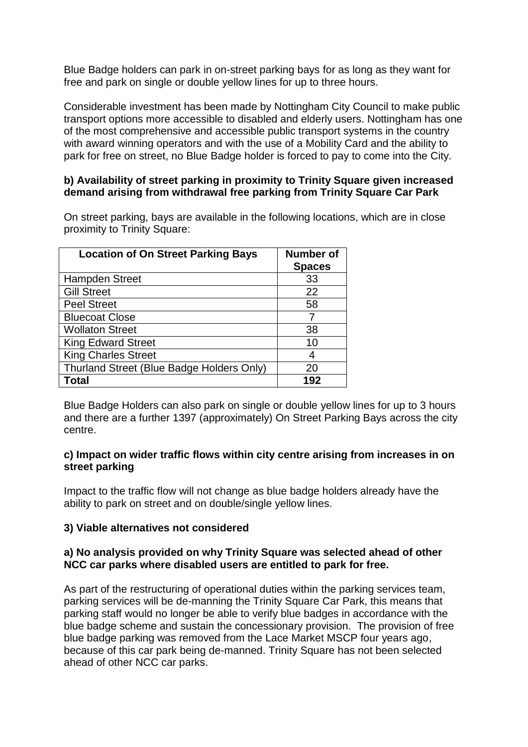Blue Badge holders can park in on-street parking bays for as long as they want for free and park on single or double yellow lines for up to three hours.

Considerable investment has been made by Nottingham City Council to make public transport options more accessible to disabled and elderly users. Nottingham has one of the most comprehensive and accessible public transport systems in the country with award winning operators and with the use of a Mobility Card and the ability to park for free on street, no Blue Badge holder is forced to pay to come into the City.

**b) Availability of street parking in proximity to Trinity Square given increased demand arising from withdrawal free parking from Trinity Square Car Park**

On street parking, bays are available in the following locations, which are in close proximity to Trinity Square:

| Location of On Street Parking Bays | Number of Spaces |
|---|---|
| Hampden Street | 33 |
| Gill Street | 22 |
| Peel Street | 58 |
| Bluecoat Close | 7 |
| Wollaton Street | 38 |
| King Edward Street | 10 |
| King Charles Street | 4 |
| Thurland Street (Blue Badge Holders Only) | 20 |
| **Total** | **192** |

Blue Badge Holders can also park on single or double yellow lines for up to 3 hours and there are a further 1397 (approximately) On Street Parking Bays across the city centre.

**c) Impact on wider traffic flows within city centre arising from increases in on street parking**

Impact to the traffic flow will not change as blue badge holders already have the ability to park on street and on double/single yellow lines.

**3) Viable alternatives not considered**

**a) No analysis provided on why Trinity Square was selected ahead of other NCC car parks where disabled users are entitled to park for free.**

As part of the restructuring of operational duties within the parking services team, parking services will be de-manning the Trinity Square Car Park, this means that parking staff would no longer be able to verify blue badges in accordance with the blue badge scheme and sustain the concessionary provision. The provision of free blue badge parking was removed from the Lace Market MSCP four years ago, because of this car park being de-manned. Trinity Square has not been selected ahead of other NCC car parks.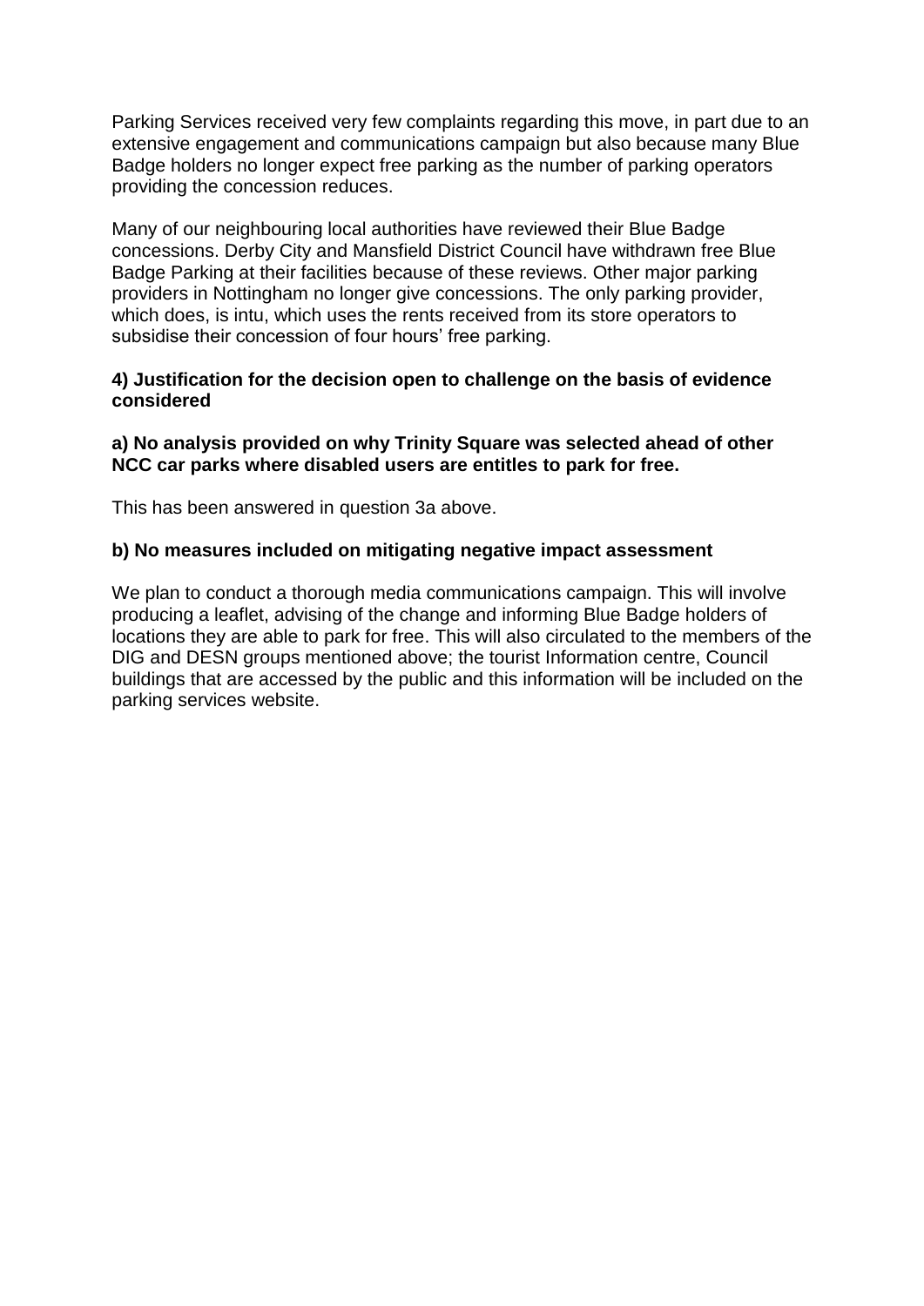Parking Services received very few complaints regarding this move, in part due to an extensive engagement and communications campaign but also because many Blue Badge holders no longer expect free parking as the number of parking operators providing the concession reduces.

Many of our neighbouring local authorities have reviewed their Blue Badge concessions. Derby City and Mansfield District Council have withdrawn free Blue Badge Parking at their facilities because of these reviews. Other major parking providers in Nottingham no longer give concessions. The only parking provider, which does, is intu, which uses the rents received from its store operators to subsidise their concession of four hours' free parking.

**4) Justification for the decision open to challenge on the basis of evidence considered**

**a) No analysis provided on why Trinity Square was selected ahead of other NCC car parks where disabled users are entitles to park for free.**

This has been answered in question 3a above.

**b) No measures included on mitigating negative impact assessment**

We plan to conduct a thorough media communications campaign. This will involve producing a leaflet, advising of the change and informing Blue Badge holders of locations they are able to park for free. This will also circulated to the members of the DIG and DESN groups mentioned above; the tourist Information centre, Council buildings that are accessed by the public and this information will be included on the parking services website.